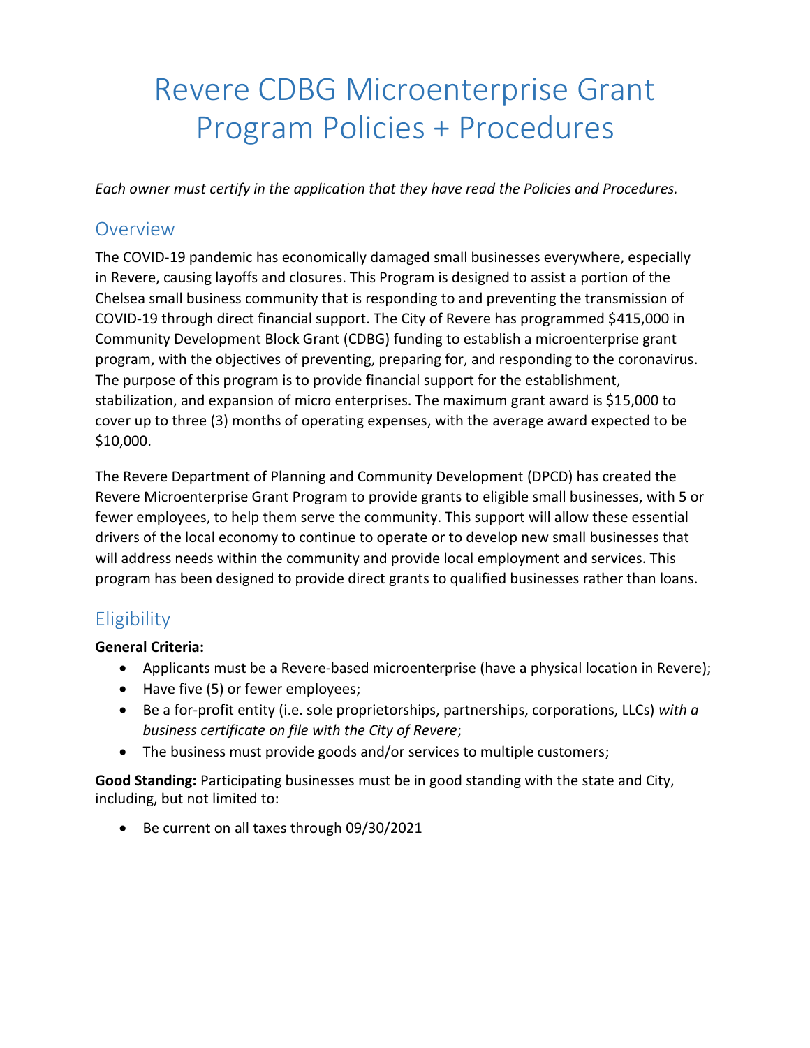# Revere CDBG Microenterprise Grant Program Policies + Procedures

*Each owner must certify in the application that they have read the Policies and Procedures.*

## Overview

The COVID-19 pandemic has economically damaged small businesses everywhere, especially in Revere, causing layoffs and closures. This Program is designed to assist a portion of the Chelsea small business community that is responding to and preventing the transmission of COVID-19 through direct financial support. The City of Revere has programmed $415,000 in Community Development Block Grant (CDBG) funding to establish a microenterprise grant program, with the objectives of preventing, preparing for, and responding to the coronavirus. The purpose of this program is to provide financial support for the establishment, stabilization, and expansion of micro enterprises. The maximum grant award is $15,000 to cover up to three (3) months of operating expenses, with the average award expected to be $10,000.

The Revere Department of Planning and Community Development (DPCD) has created the Revere Microenterprise Grant Program to provide grants to eligible small businesses, with 5 or fewer employees, to help them serve the community. This support will allow these essential drivers of the local economy to continue to operate or to develop new small businesses that will address needs within the community and provide local employment and services. This program has been designed to provide direct grants to qualified businesses rather than loans.

## Eligibility

**General Criteria:**

- Applicants must be a Revere-based microenterprise (have a physical location in Revere);
- Have five (5) or fewer employees;
- Be a for-profit entity (i.e. sole proprietorships, partnerships, corporations, LLCs) *with a business certificate on file with the City of Revere*;
- The business must provide goods and/or services to multiple customers;

**Good Standing:** Participating businesses must be in good standing with the state and City, including, but not limited to:

- Be current on all taxes through 09/30/2021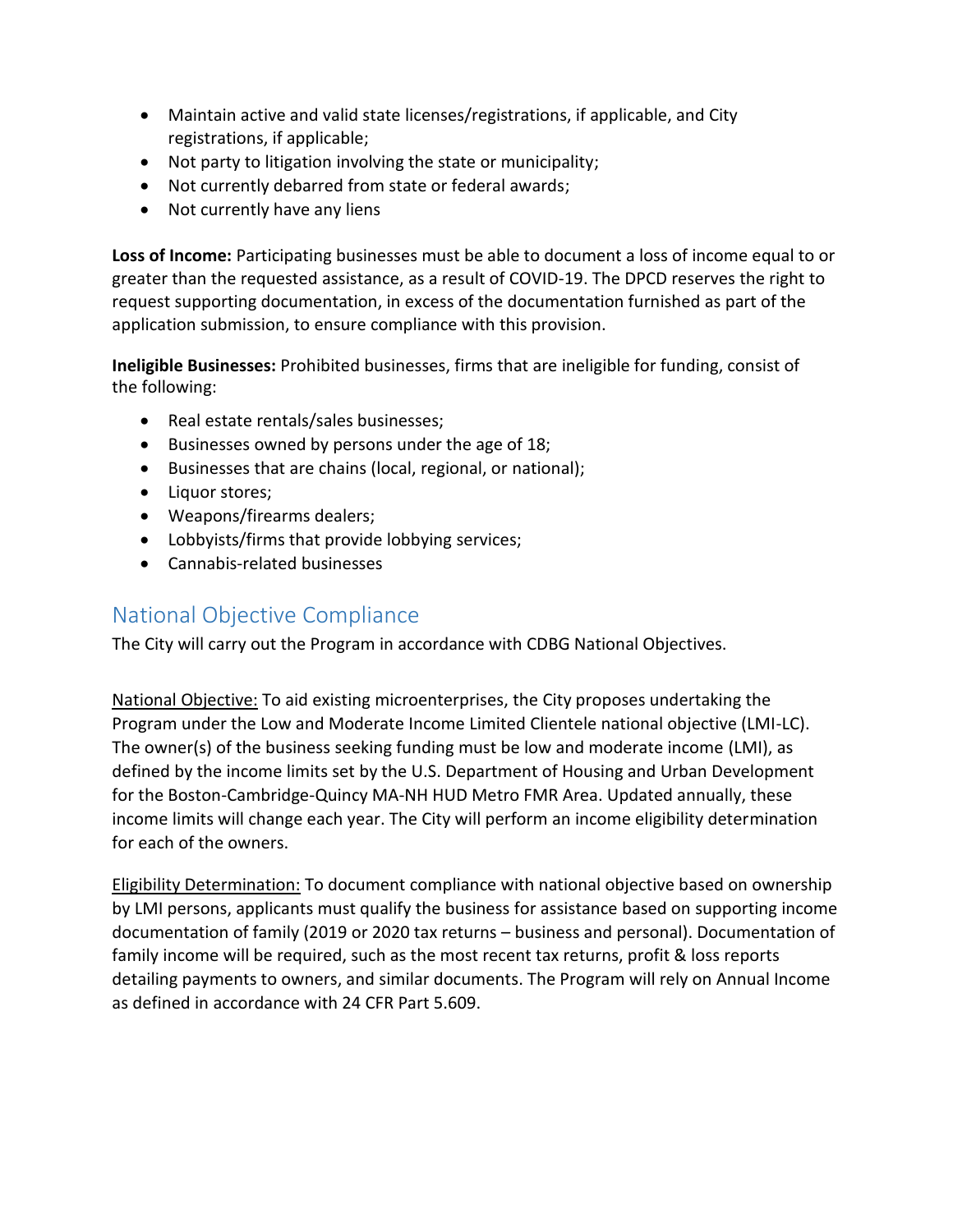- Maintain active and valid state licenses/registrations, if applicable, and City registrations, if applicable;
- Not party to litigation involving the state or municipality;
- Not currently debarred from state or federal awards;
- Not currently have any liens

**Loss of Income:** Participating businesses must be able to document a loss of income equal to or greater than the requested assistance, as a result of COVID-19. The DPCD reserves the right to request supporting documentation, in excess of the documentation furnished as part of the application submission, to ensure compliance with this provision.

**Ineligible Businesses:** Prohibited businesses, firms that are ineligible for funding, consist of the following:

- Real estate rentals/sales businesses;
- Businesses owned by persons under the age of 18;
- Businesses that are chains (local, regional, or national);
- Liquor stores;
- Weapons/firearms dealers;
- Lobbyists/firms that provide lobbying services;
- Cannabis-related businesses

## National Objective Compliance

The City will carry out the Program in accordance with CDBG National Objectives.

National Objective: To aid existing microenterprises, the City proposes undertaking the Program under the Low and Moderate Income Limited Clientele national objective (LMI-LC). The owner(s) of the business seeking funding must be low and moderate income (LMI), as defined by the income limits set by the U.S. Department of Housing and Urban Development for the Boston-Cambridge-Quincy MA-NH HUD Metro FMR Area. Updated annually, these income limits will change each year. The City will perform an income eligibility determination for each of the owners.

Eligibility Determination: To document compliance with national objective based on ownership by LMI persons, applicants must qualify the business for assistance based on supporting income documentation of family (2019 or 2020 tax returns – business and personal). Documentation of family income will be required, such as the most recent tax returns, profit & loss reports detailing payments to owners, and similar documents. The Program will rely on Annual Income as defined in accordance with 24 CFR Part 5.609.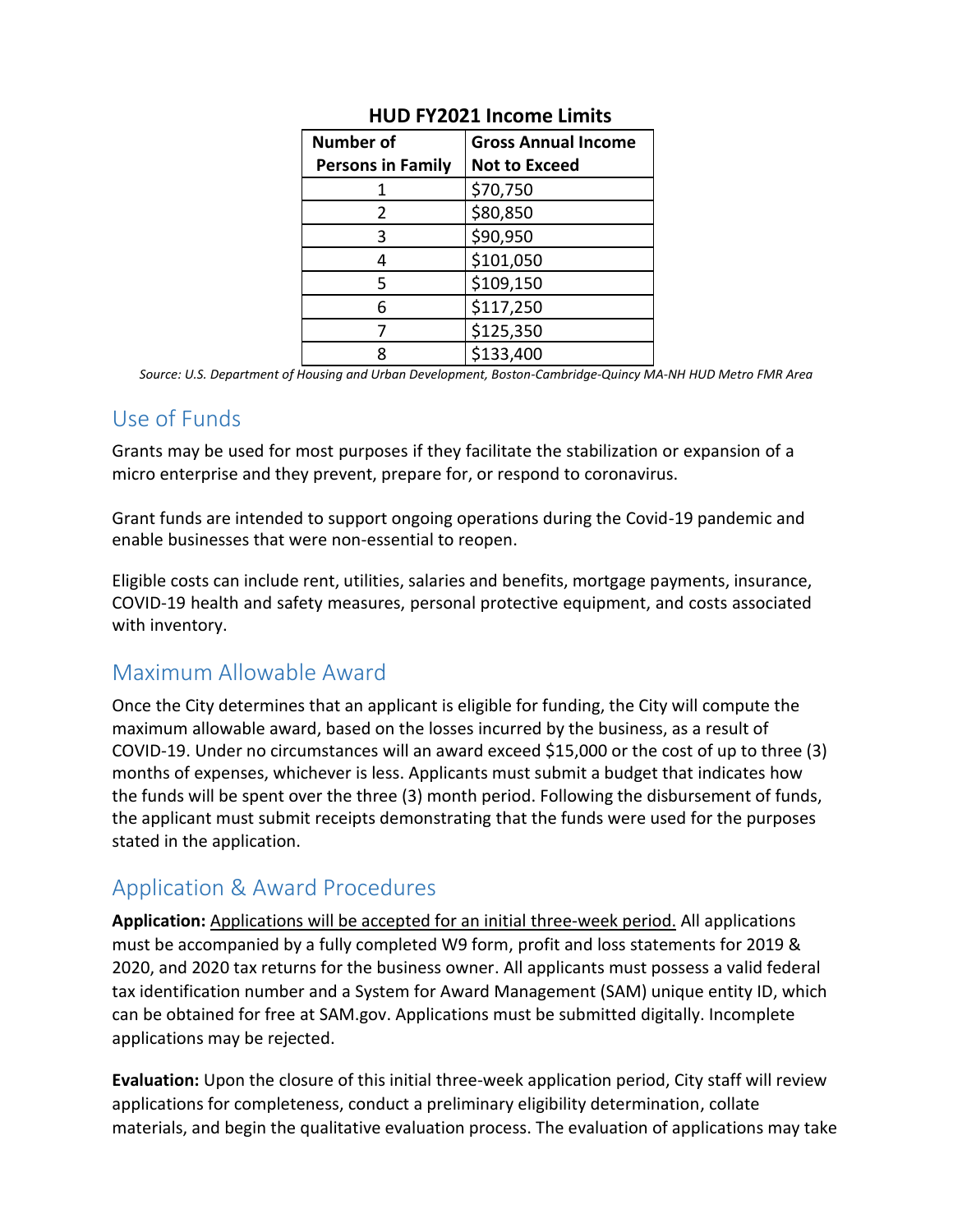**HUD FY2021 Income Limits**

| Number of Persons in Family | Gross Annual Income Not to Exceed |
|---|---|
| 1 | $70,750 |
| 2 | $80,850 |
| 3 | $90,950 |
| 4 | $101,050 |
| 5 | $109,150 |
| 6 | $117,250 |
| 7 | $125,350 |
| 8 | $133,400 |

*Source: U.S. Department of Housing and Urban Development, Boston-Cambridge-Quincy MA-NH HUD Metro FMR Area*

## Use of Funds

Grants may be used for most purposes if they facilitate the stabilization or expansion of a micro enterprise and they prevent, prepare for, or respond to coronavirus.

Grant funds are intended to support ongoing operations during the Covid-19 pandemic and enable businesses that were non-essential to reopen.

Eligible costs can include rent, utilities, salaries and benefits, mortgage payments, insurance, COVID-19 health and safety measures, personal protective equipment, and costs associated with inventory.

## Maximum Allowable Award

Once the City determines that an applicant is eligible for funding, the City will compute the maximum allowable award, based on the losses incurred by the business, as a result of COVID-19. Under no circumstances will an award exceed $15,000 or the cost of up to three (3) months of expenses, whichever is less. Applicants must submit a budget that indicates how the funds will be spent over the three (3) month period. Following the disbursement of funds, the applicant must submit receipts demonstrating that the funds were used for the purposes stated in the application.

## Application & Award Procedures

**Application:** Applications will be accepted for an initial three-week period. All applications must be accompanied by a fully completed W9 form, profit and loss statements for 2019 & 2020, and 2020 tax returns for the business owner. All applicants must possess a valid federal tax identification number and a System for Award Management (SAM) unique entity ID, which can be obtained for free at SAM.gov. Applications must be submitted digitally. Incomplete applications may be rejected.

**Evaluation:** Upon the closure of this initial three-week application period, City staff will review applications for completeness, conduct a preliminary eligibility determination, collate materials, and begin the qualitative evaluation process. The evaluation of applications may take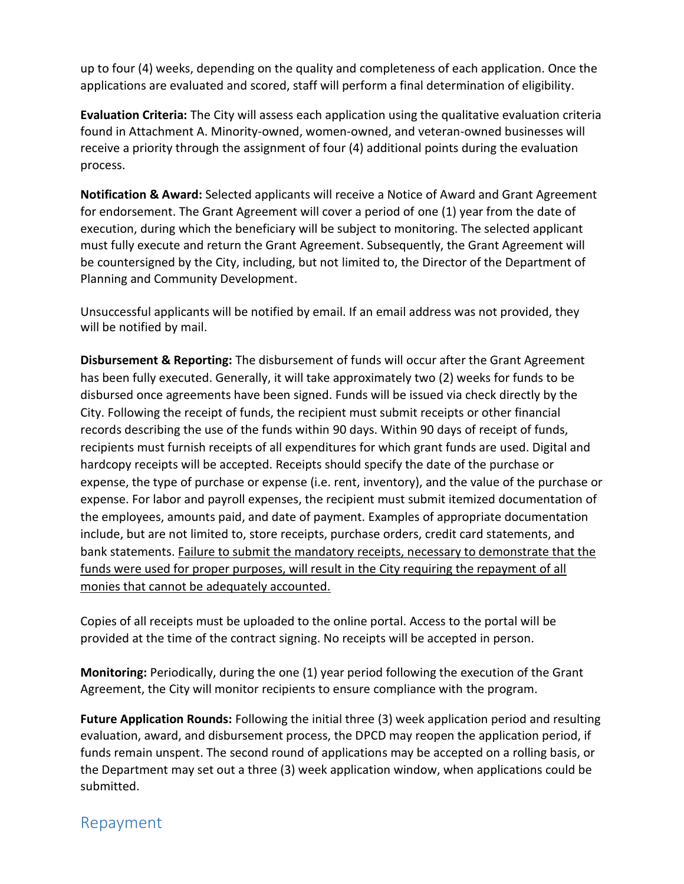up to four (4) weeks, depending on the quality and completeness of each application. Once the applications are evaluated and scored, staff will perform a final determination of eligibility.

**Evaluation Criteria:** The City will assess each application using the qualitative evaluation criteria found in Attachment A. Minority-owned, women-owned, and veteran-owned businesses will receive a priority through the assignment of four (4) additional points during the evaluation process.

**Notification & Award:** Selected applicants will receive a Notice of Award and Grant Agreement for endorsement. The Grant Agreement will cover a period of one (1) year from the date of execution, during which the beneficiary will be subject to monitoring. The selected applicant must fully execute and return the Grant Agreement. Subsequently, the Grant Agreement will be countersigned by the City, including, but not limited to, the Director of the Department of Planning and Community Development.

Unsuccessful applicants will be notified by email. If an email address was not provided, they will be notified by mail.

**Disbursement & Reporting:** The disbursement of funds will occur after the Grant Agreement has been fully executed. Generally, it will take approximately two (2) weeks for funds to be disbursed once agreements have been signed. Funds will be issued via check directly by the City. Following the receipt of funds, the recipient must submit receipts or other financial records describing the use of the funds within 90 days. Within 90 days of receipt of funds, recipients must furnish receipts of all expenditures for which grant funds are used. Digital and hardcopy receipts will be accepted. Receipts should specify the date of the purchase or expense, the type of purchase or expense (i.e. rent, inventory), and the value of the purchase or expense. For labor and payroll expenses, the recipient must submit itemized documentation of the employees, amounts paid, and date of payment. Examples of appropriate documentation include, but are not limited to, store receipts, purchase orders, credit card statements, and bank statements. <u>Failure to submit the mandatory receipts, necessary to demonstrate that the funds were used for proper purposes, will result in the City requiring the repayment of all monies that cannot be adequately accounted.</u>

Copies of all receipts must be uploaded to the online portal. Access to the portal will be provided at the time of the contract signing. No receipts will be accepted in person.

**Monitoring:** Periodically, during the one (1) year period following the execution of the Grant Agreement, the City will monitor recipients to ensure compliance with the program.

**Future Application Rounds:** Following the initial three (3) week application period and resulting evaluation, award, and disbursement process, the DPCD may reopen the application period, if funds remain unspent. The second round of applications may be accepted on a rolling basis, or the Department may set out a three (3) week application window, when applications could be submitted.

## Repayment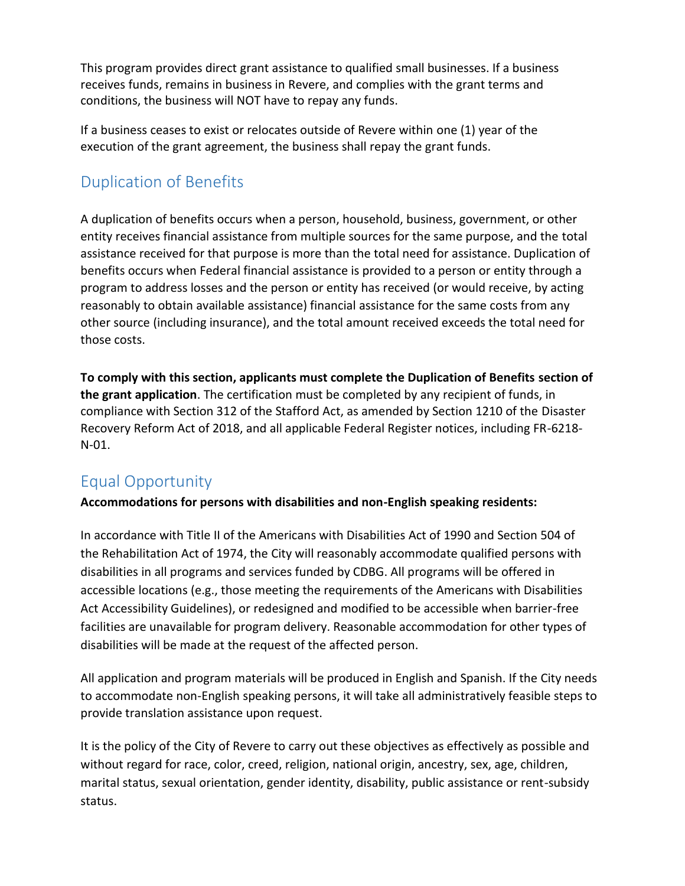This program provides direct grant assistance to qualified small businesses. If a business receives funds, remains in business in Revere, and complies with the grant terms and conditions, the business will NOT have to repay any funds.

If a business ceases to exist or relocates outside of Revere within one (1) year of the execution of the grant agreement, the business shall repay the grant funds.

## Duplication of Benefits

A duplication of benefits occurs when a person, household, business, government, or other entity receives financial assistance from multiple sources for the same purpose, and the total assistance received for that purpose is more than the total need for assistance. Duplication of benefits occurs when Federal financial assistance is provided to a person or entity through a program to address losses and the person or entity has received (or would receive, by acting reasonably to obtain available assistance) financial assistance for the same costs from any other source (including insurance), and the total amount received exceeds the total need for those costs.

**To comply with this section, applicants must complete the Duplication of Benefits section of the grant application**. The certification must be completed by any recipient of funds, in compliance with Section 312 of the Stafford Act, as amended by Section 1210 of the Disaster Recovery Reform Act of 2018, and all applicable Federal Register notices, including FR-6218-N-01.

## Equal Opportunity

**Accommodations for persons with disabilities and non-English speaking residents:**

In accordance with Title II of the Americans with Disabilities Act of 1990 and Section 504 of the Rehabilitation Act of 1974, the City will reasonably accommodate qualified persons with disabilities in all programs and services funded by CDBG. All programs will be offered in accessible locations (e.g., those meeting the requirements of the Americans with Disabilities Act Accessibility Guidelines), or redesigned and modified to be accessible when barrier-free facilities are unavailable for program delivery. Reasonable accommodation for other types of disabilities will be made at the request of the affected person.

All application and program materials will be produced in English and Spanish. If the City needs to accommodate non-English speaking persons, it will take all administratively feasible steps to provide translation assistance upon request.

It is the policy of the City of Revere to carry out these objectives as effectively as possible and without regard for race, color, creed, religion, national origin, ancestry, sex, age, children, marital status, sexual orientation, gender identity, disability, public assistance or rent-subsidy status.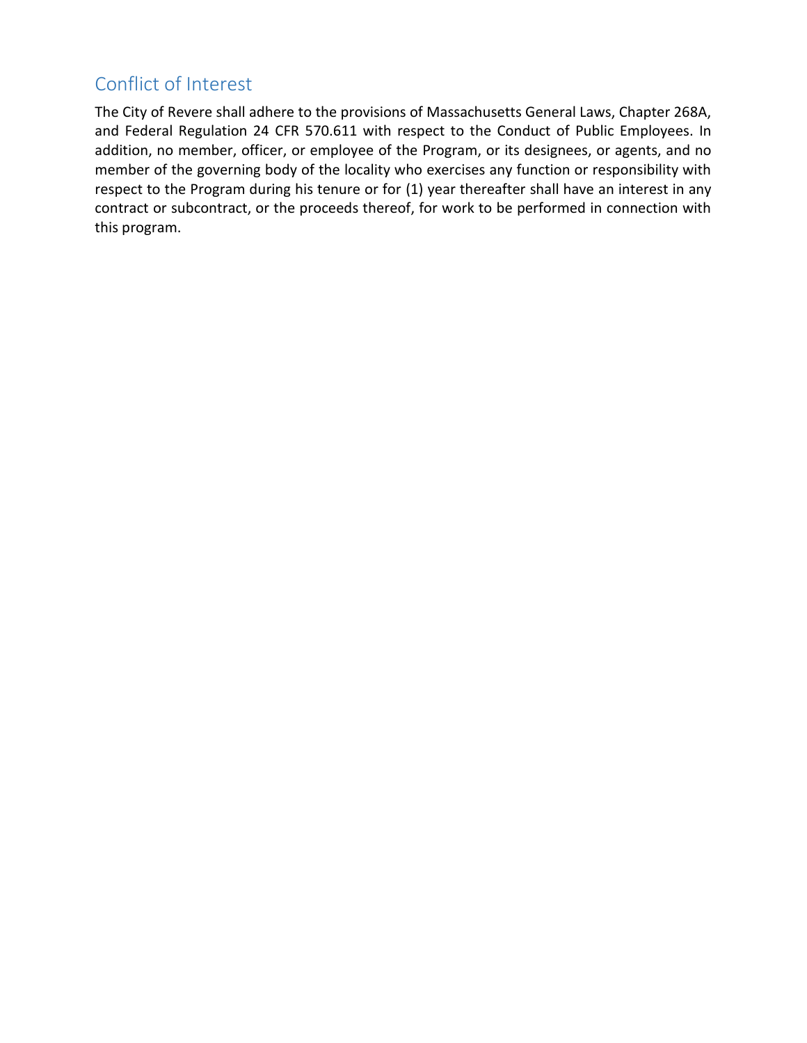## Conflict of Interest

The City of Revere shall adhere to the provisions of Massachusetts General Laws, Chapter 268A, and Federal Regulation 24 CFR 570.611 with respect to the Conduct of Public Employees. In addition, no member, officer, or employee of the Program, or its designees, or agents, and no member of the governing body of the locality who exercises any function or responsibility with respect to the Program during his tenure or for (1) year thereafter shall have an interest in any contract or subcontract, or the proceeds thereof, for work to be performed in connection with this program.